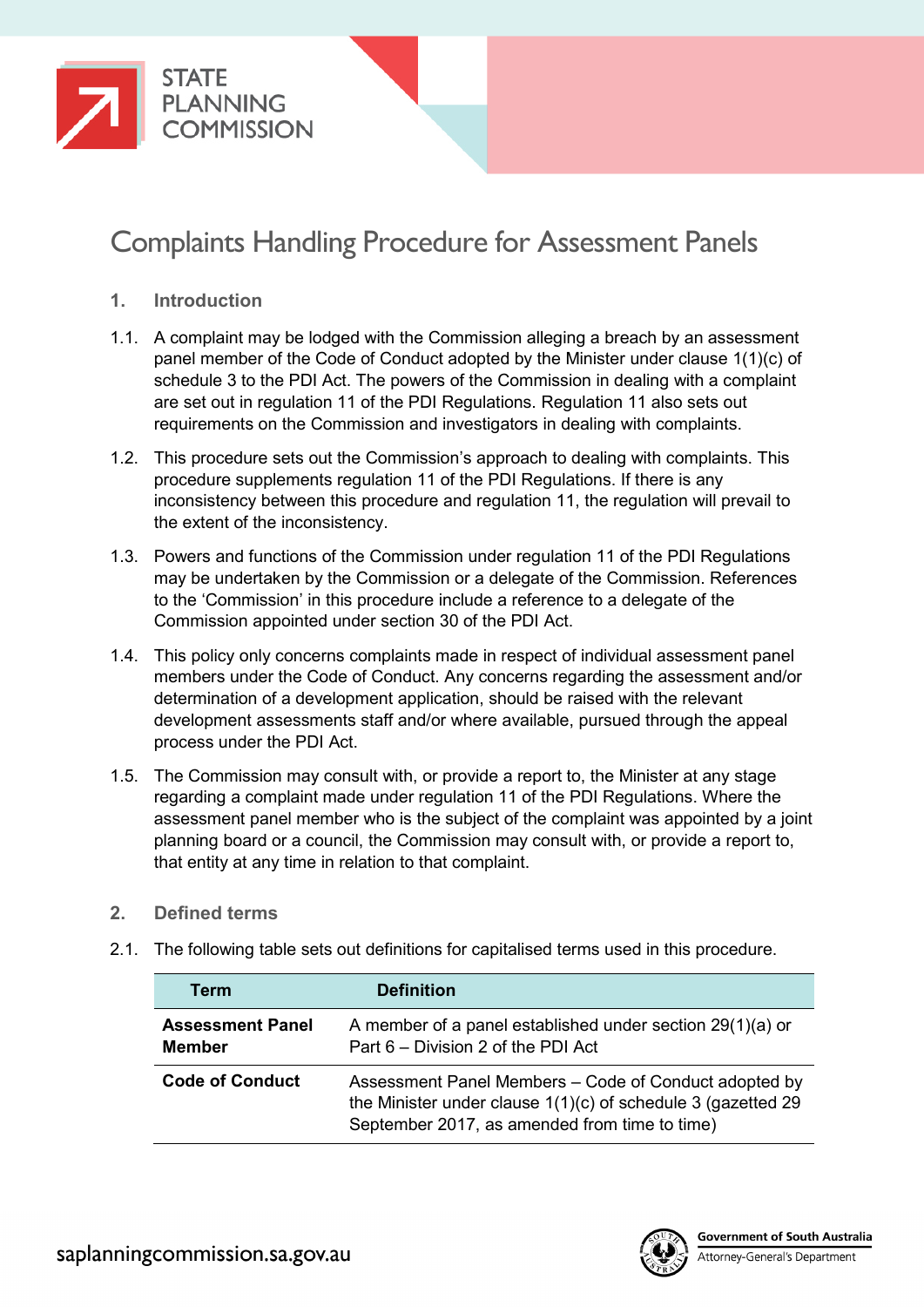STATE PLANNING COMMISSION

# Complaints Handling Procedure for Assessment Panels

## 1. Introduction

1.1. A complaint may be lodged with the Commission alleging a breach by an assessment panel member of the Code of Conduct adopted by the Minister under clause 1(1)(c) of schedule 3 to the PDI Act. The powers of the Commission in dealing with a complaint are set out in regulation 11 of the PDI Regulations. Regulation 11 also sets out requirements on the Commission and investigators in dealing with complaints.

1.2. This procedure sets out the Commission's approach to dealing with complaints. This procedure supplements regulation 11 of the PDI Regulations. If there is any inconsistency between this procedure and regulation 11, the regulation will prevail to the extent of the inconsistency.

1.3. Powers and functions of the Commission under regulation 11 of the PDI Regulations may be undertaken by the Commission or a delegate of the Commission. References to the 'Commission' in this procedure include a reference to a delegate of the Commission appointed under section 30 of the PDI Act.

1.4. This policy only concerns complaints made in respect of individual assessment panel members under the Code of Conduct. Any concerns regarding the assessment and/or determination of a development application, should be raised with the relevant development assessments staff and/or where available, pursued through the appeal process under the PDI Act.

1.5. The Commission may consult with, or provide a report to, the Minister at any stage regarding a complaint made under regulation 11 of the PDI Regulations. Where the assessment panel member who is the subject of the complaint was appointed by a joint planning board or a council, the Commission may consult with, or provide a report to, that entity at any time in relation to that complaint.

## 2. Defined terms

2.1. The following table sets out definitions for capitalised terms used in this procedure.

| Term | Definition |
|---|---|
| **Assessment Panel Member** | A member of a panel established under section 29(1)(a) or Part 6 – Division 2 of the PDI Act |
| **Code of Conduct** | Assessment Panel Members – Code of Conduct adopted by the Minister under clause 1(1)(c) of schedule 3 (gazetted 29 September 2017, as amended from time to time) |

saplanningcommission.sa.gov.au

Government of South Australia
Attorney-General's Department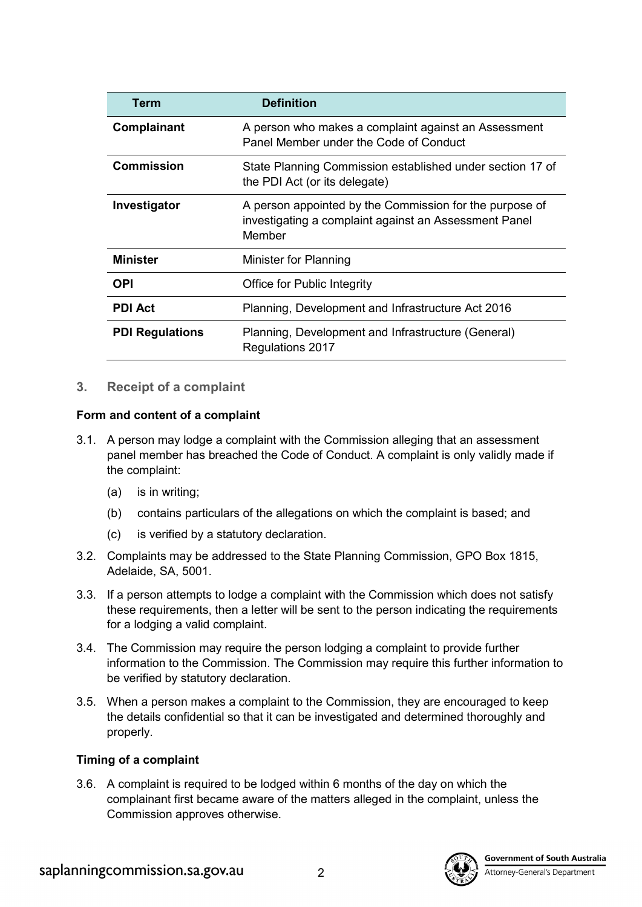| Term | Definition |
| --- | --- |
| **Complainant** | A person who makes a complaint against an Assessment Panel Member under the Code of Conduct |
| **Commission** | State Planning Commission established under section 17 of the PDI Act (or its delegate) |
| **Investigator** | A person appointed by the Commission for the purpose of investigating a complaint against an Assessment Panel Member |
| **Minister** | Minister for Planning |
| **OPI** | Office for Public Integrity |
| **PDI Act** | Planning, Development and Infrastructure Act 2016 |
| **PDI Regulations** | Planning, Development and Infrastructure (General) Regulations 2017 |

## 3. Receipt of a complaint

### Form and content of a complaint

3.1. A person may lodge a complaint with the Commission alleging that an assessment panel member has breached the Code of Conduct. A complaint is only validly made if the complaint:

(a) is in writing;

(b) contains particulars of the allegations on which the complaint is based; and

(c) is verified by a statutory declaration.

3.2. Complaints may be addressed to the State Planning Commission, GPO Box 1815, Adelaide, SA, 5001.

3.3. If a person attempts to lodge a complaint with the Commission which does not satisfy these requirements, then a letter will be sent to the person indicating the requirements for a lodging a valid complaint.

3.4. The Commission may require the person lodging a complaint to provide further information to the Commission. The Commission may require this further information to be verified by statutory declaration.

3.5. When a person makes a complaint to the Commission, they are encouraged to keep the details confidential so that it can be investigated and determined thoroughly and properly.

### Timing of a complaint

3.6. A complaint is required to be lodged within 6 months of the day on which the complainant first became aware of the matters alleged in the complaint, unless the Commission approves otherwise.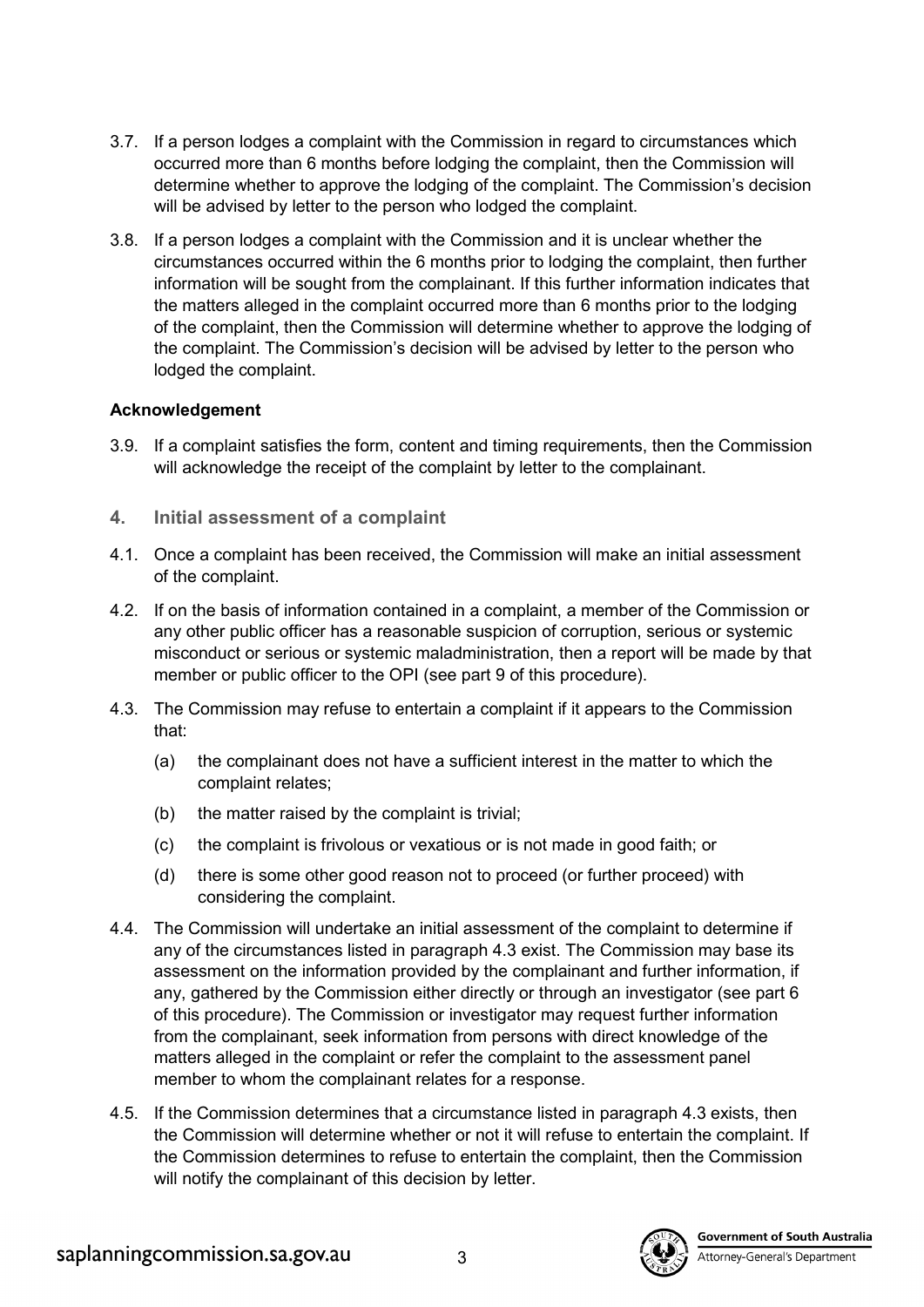3.7. If a person lodges a complaint with the Commission in regard to circumstances which occurred more than 6 months before lodging the complaint, then the Commission will determine whether to approve the lodging of the complaint. The Commission's decision will be advised by letter to the person who lodged the complaint.

3.8. If a person lodges a complaint with the Commission and it is unclear whether the circumstances occurred within the 6 months prior to lodging the complaint, then further information will be sought from the complainant. If this further information indicates that the matters alleged in the complaint occurred more than 6 months prior to the lodging of the complaint, then the Commission will determine whether to approve the lodging of the complaint. The Commission's decision will be advised by letter to the person who lodged the complaint.

**Acknowledgement**

3.9. If a complaint satisfies the form, content and timing requirements, then the Commission will acknowledge the receipt of the complaint by letter to the complainant.

## 4. Initial assessment of a complaint

4.1. Once a complaint has been received, the Commission will make an initial assessment of the complaint.

4.2. If on the basis of information contained in a complaint, a member of the Commission or any other public officer has a reasonable suspicion of corruption, serious or systemic misconduct or serious or systemic maladministration, then a report will be made by that member or public officer to the OPI (see part 9 of this procedure).

4.3. The Commission may refuse to entertain a complaint if it appears to the Commission that:

(a) the complainant does not have a sufficient interest in the matter to which the complaint relates;

(b) the matter raised by the complaint is trivial;

(c) the complaint is frivolous or vexatious or is not made in good faith; or

(d) there is some other good reason not to proceed (or further proceed) with considering the complaint.

4.4. The Commission will undertake an initial assessment of the complaint to determine if any of the circumstances listed in paragraph 4.3 exist. The Commission may base its assessment on the information provided by the complainant and further information, if any, gathered by the Commission either directly or through an investigator (see part 6 of this procedure). The Commission or investigator may request further information from the complainant, seek information from persons with direct knowledge of the matters alleged in the complaint or refer the complaint to the assessment panel member to whom the complainant relates for a response.

4.5. If the Commission determines that a circumstance listed in paragraph 4.3 exists, then the Commission will determine whether or not it will refuse to entertain the complaint. If the Commission determines to refuse to entertain the complaint, then the Commission will notify the complainant of this decision by letter.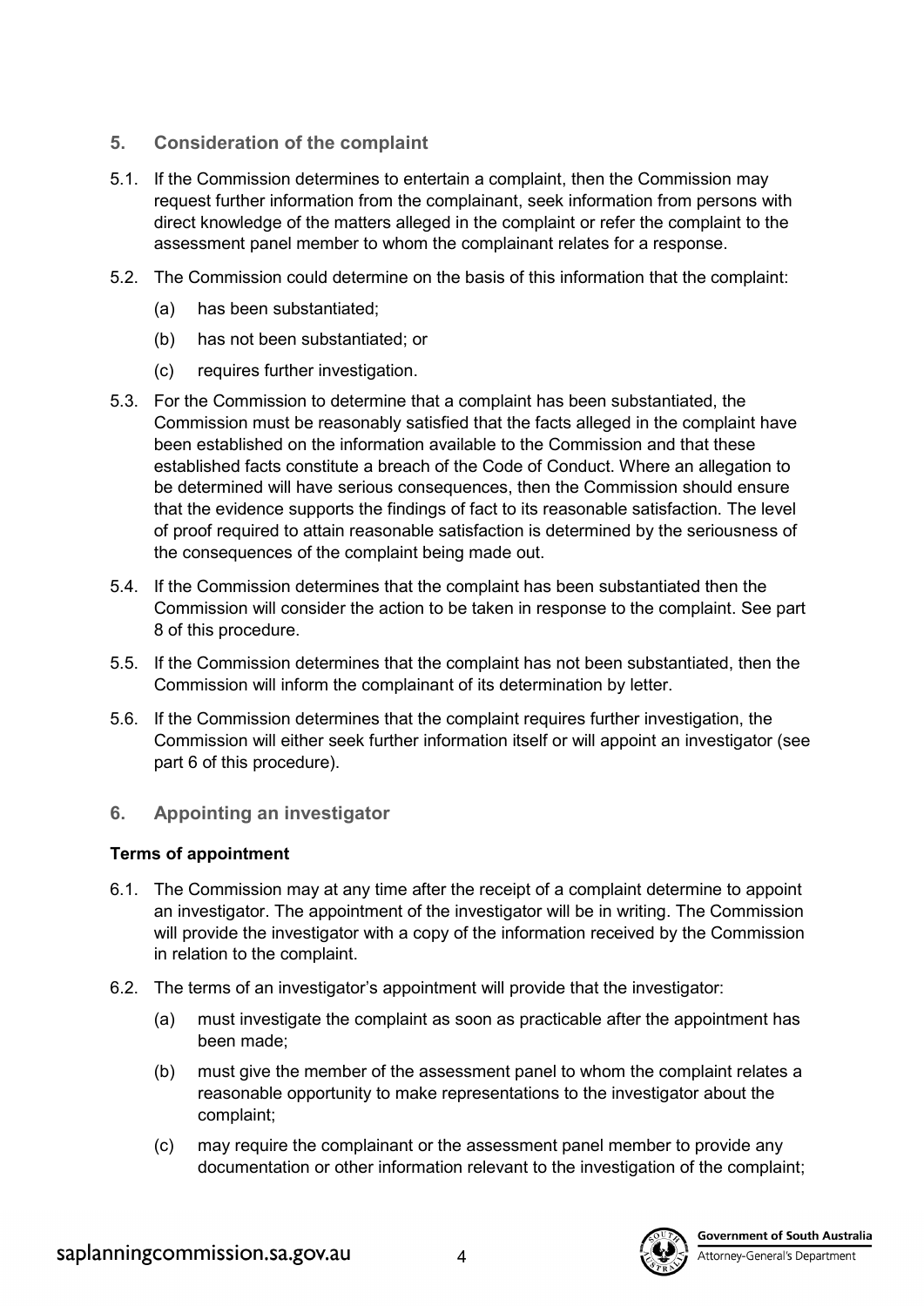## 5. Consideration of the complaint

5.1. If the Commission determines to entertain a complaint, then the Commission may request further information from the complainant, seek information from persons with direct knowledge of the matters alleged in the complaint or refer the complaint to the assessment panel member to whom the complainant relates for a response.

5.2. The Commission could determine on the basis of this information that the complaint:

(a) has been substantiated;

(b) has not been substantiated; or

(c) requires further investigation.

5.3. For the Commission to determine that a complaint has been substantiated, the Commission must be reasonably satisfied that the facts alleged in the complaint have been established on the information available to the Commission and that these established facts constitute a breach of the Code of Conduct. Where an allegation to be determined will have serious consequences, then the Commission should ensure that the evidence supports the findings of fact to its reasonable satisfaction. The level of proof required to attain reasonable satisfaction is determined by the seriousness of the consequences of the complaint being made out.

5.4. If the Commission determines that the complaint has been substantiated then the Commission will consider the action to be taken in response to the complaint. See part 8 of this procedure.

5.5. If the Commission determines that the complaint has not been substantiated, then the Commission will inform the complainant of its determination by letter.

5.6. If the Commission determines that the complaint requires further investigation, the Commission will either seek further information itself or will appoint an investigator (see part 6 of this procedure).

## 6. Appointing an investigator

**Terms of appointment**

6.1. The Commission may at any time after the receipt of a complaint determine to appoint an investigator. The appointment of the investigator will be in writing. The Commission will provide the investigator with a copy of the information received by the Commission in relation to the complaint.

6.2. The terms of an investigator's appointment will provide that the investigator:

(a) must investigate the complaint as soon as practicable after the appointment has been made;

(b) must give the member of the assessment panel to whom the complaint relates a reasonable opportunity to make representations to the investigator about the complaint;

(c) may require the complainant or the assessment panel member to provide any documentation or other information relevant to the investigation of the complaint;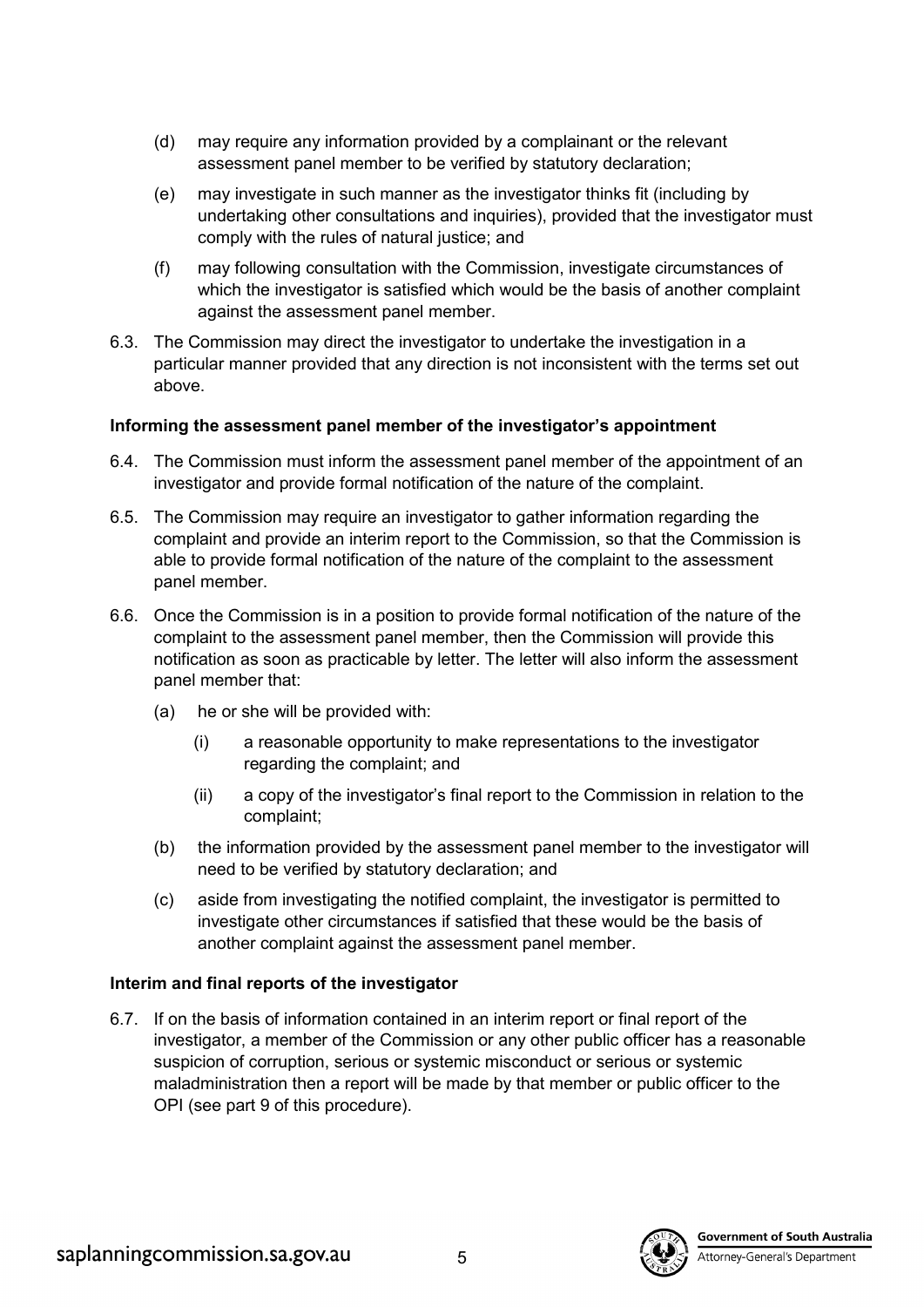(d) may require any information provided by a complainant or the relevant assessment panel member to be verified by statutory declaration;

(e) may investigate in such manner as the investigator thinks fit (including by undertaking other consultations and inquiries), provided that the investigator must comply with the rules of natural justice; and

(f) may following consultation with the Commission, investigate circumstances of which the investigator is satisfied which would be the basis of another complaint against the assessment panel member.

6.3. The Commission may direct the investigator to undertake the investigation in a particular manner provided that any direction is not inconsistent with the terms set out above.

**Informing the assessment panel member of the investigator's appointment**

6.4. The Commission must inform the assessment panel member of the appointment of an investigator and provide formal notification of the nature of the complaint.

6.5. The Commission may require an investigator to gather information regarding the complaint and provide an interim report to the Commission, so that the Commission is able to provide formal notification of the nature of the complaint to the assessment panel member.

6.6. Once the Commission is in a position to provide formal notification of the nature of the complaint to the assessment panel member, then the Commission will provide this notification as soon as practicable by letter. The letter will also inform the assessment panel member that:

(a) he or she will be provided with:

(i) a reasonable opportunity to make representations to the investigator regarding the complaint; and

(ii) a copy of the investigator's final report to the Commission in relation to the complaint;

(b) the information provided by the assessment panel member to the investigator will need to be verified by statutory declaration; and

(c) aside from investigating the notified complaint, the investigator is permitted to investigate other circumstances if satisfied that these would be the basis of another complaint against the assessment panel member.

**Interim and final reports of the investigator**

6.7. If on the basis of information contained in an interim report or final report of the investigator, a member of the Commission or any other public officer has a reasonable suspicion of corruption, serious or systemic misconduct or serious or systemic maladministration then a report will be made by that member or public officer to the OPI (see part 9 of this procedure).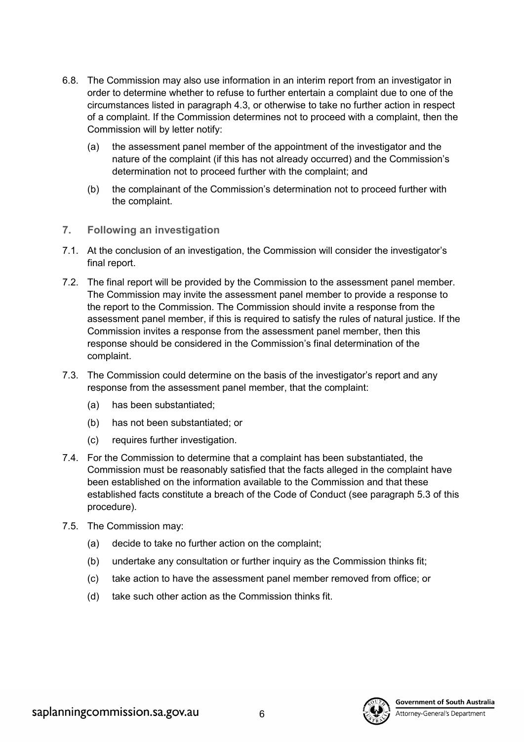6.8. The Commission may also use information in an interim report from an investigator in order to determine whether to refuse to further entertain a complaint due to one of the circumstances listed in paragraph 4.3, or otherwise to take no further action in respect of a complaint. If the Commission determines not to proceed with a complaint, then the Commission will by letter notify:

(a) the assessment panel member of the appointment of the investigator and the nature of the complaint (if this has not already occurred) and the Commission's determination not to proceed further with the complaint; and

(b) the complainant of the Commission's determination not to proceed further with the complaint.

## 7. Following an investigation

7.1. At the conclusion of an investigation, the Commission will consider the investigator's final report.

7.2. The final report will be provided by the Commission to the assessment panel member. The Commission may invite the assessment panel member to provide a response to the report to the Commission. The Commission should invite a response from the assessment panel member, if this is required to satisfy the rules of natural justice. If the Commission invites a response from the assessment panel member, then this response should be considered in the Commission's final determination of the complaint.

7.3. The Commission could determine on the basis of the investigator's report and any response from the assessment panel member, that the complaint:

(a) has been substantiated;

(b) has not been substantiated; or

(c) requires further investigation.

7.4. For the Commission to determine that a complaint has been substantiated, the Commission must be reasonably satisfied that the facts alleged in the complaint have been established on the information available to the Commission and that these established facts constitute a breach of the Code of Conduct (see paragraph 5.3 of this procedure).

7.5. The Commission may:

(a) decide to take no further action on the complaint;

(b) undertake any consultation or further inquiry as the Commission thinks fit;

(c) take action to have the assessment panel member removed from office; or

(d) take such other action as the Commission thinks fit.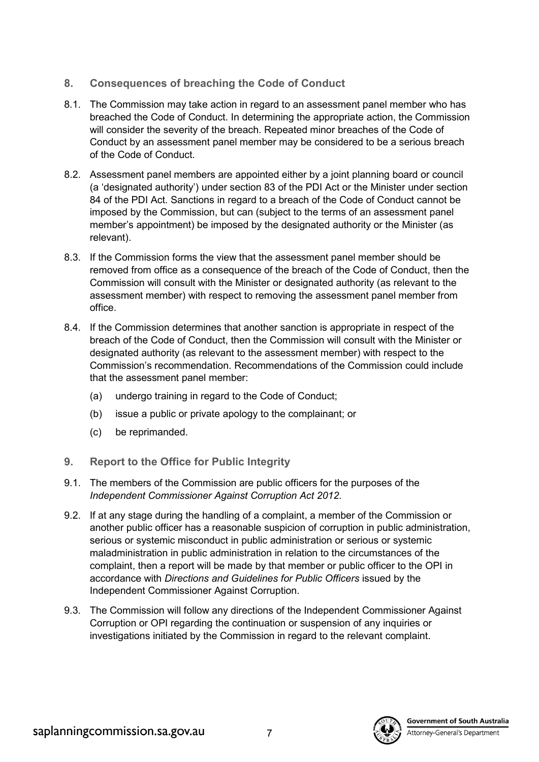## 8. Consequences of breaching the Code of Conduct

8.1. The Commission may take action in regard to an assessment panel member who has breached the Code of Conduct. In determining the appropriate action, the Commission will consider the severity of the breach. Repeated minor breaches of the Code of Conduct by an assessment panel member may be considered to be a serious breach of the Code of Conduct.

8.2. Assessment panel members are appointed either by a joint planning board or council (a 'designated authority') under section 83 of the PDI Act or the Minister under section 84 of the PDI Act. Sanctions in regard to a breach of the Code of Conduct cannot be imposed by the Commission, but can (subject to the terms of an assessment panel member's appointment) be imposed by the designated authority or the Minister (as relevant).

8.3. If the Commission forms the view that the assessment panel member should be removed from office as a consequence of the breach of the Code of Conduct, then the Commission will consult with the Minister or designated authority (as relevant to the assessment member) with respect to removing the assessment panel member from office.

8.4. If the Commission determines that another sanction is appropriate in respect of the breach of the Code of Conduct, then the Commission will consult with the Minister or designated authority (as relevant to the assessment member) with respect to the Commission's recommendation. Recommendations of the Commission could include that the assessment panel member:

(a) undergo training in regard to the Code of Conduct;

(b) issue a public or private apology to the complainant; or

(c) be reprimanded.

## 9. Report to the Office for Public Integrity

9.1. The members of the Commission are public officers for the purposes of the *Independent Commissioner Against Corruption Act 2012*.

9.2. If at any stage during the handling of a complaint, a member of the Commission or another public officer has a reasonable suspicion of corruption in public administration, serious or systemic misconduct in public administration or serious or systemic maladministration in public administration in relation to the circumstances of the complaint, then a report will be made by that member or public officer to the OPI in accordance with *Directions and Guidelines for Public Officers* issued by the Independent Commissioner Against Corruption.

9.3. The Commission will follow any directions of the Independent Commissioner Against Corruption or OPI regarding the continuation or suspension of any inquiries or investigations initiated by the Commission in regard to the relevant complaint.